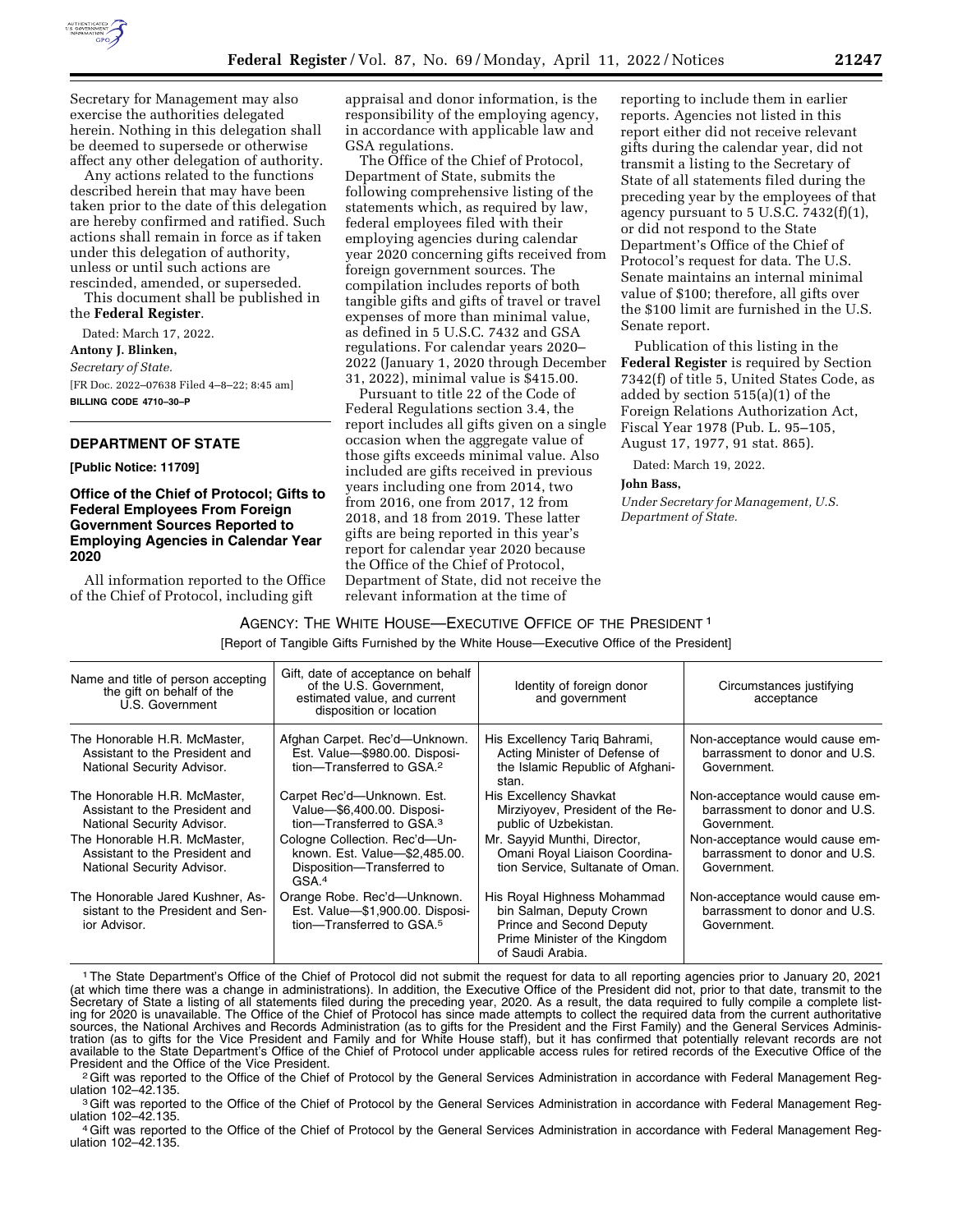Secretary for Management may also exercise the authorities delegated herein. Nothing in this delegation shall be deemed to supersede or otherwise affect any other delegation of authority.

Any actions related to the functions described herein that may have been taken prior to the date of this delegation are hereby confirmed and ratified. Such actions shall remain in force as if taken under this delegation of authority, unless or until such actions are rescinded, amended, or superseded.

This document shall be published in the **Federal Register**.

Dated: March 17, 2022.

**Antony J. Blinken,**

*Secretary of State.*

[FR Doc. 2022–07638 Filed 4–8–22; 8:45 am]

**BILLING CODE 4710–30–P**

## DEPARTMENT OF STATE

**[Public Notice: 11709]**

### Office of the Chief of Protocol; Gifts to Federal Employees From Foreign Government Sources Reported to Employing Agencies in Calendar Year 2020

All information reported to the Office of the Chief of Protocol, including gift appraisal and donor information, is the responsibility of the employing agency, in accordance with applicable law and GSA regulations.

The Office of the Chief of Protocol, Department of State, submits the following comprehensive listing of the statements which, as required by law, federal employees filed with their employing agencies during calendar year 2020 concerning gifts received from foreign government sources. The compilation includes reports of both tangible gifts and gifts of travel or travel expenses of more than minimal value, as defined in 5 U.S.C. 7432 and GSA regulations. For calendar years 2020–2022 (January 1, 2020 through December 31, 2022), minimal value is $415.00.

Pursuant to title 22 of the Code of Federal Regulations section 3.4, the report includes all gifts given on a single occasion when the aggregate value of those gifts exceeds minimal value. Also included are gifts received in previous years including one from 2014, two from 2016, one from 2017, 12 from 2018, and 18 from 2019. These latter gifts are being reported in this year's report for calendar year 2020 because the Office of the Chief of Protocol, Department of State, did not receive the relevant information at the time of reporting to include them in earlier reports. Agencies not listed in this report either did not receive relevant gifts during the calendar year, did not transmit a listing to the Secretary of State of all statements filed during the preceding year by the employees of that agency pursuant to 5 U.S.C. 7432(f)(1), or did not respond to the State Department's Office of the Chief of Protocol's request for data. The U.S. Senate maintains an internal minimal value of $100; therefore, all gifts over the $100 limit are furnished in the U.S. Senate report.

Publication of this listing in the **Federal Register** is required by Section 7342(f) of title 5, United States Code, as added by section 515(a)(1) of the Foreign Relations Authorization Act, Fiscal Year 1978 (Pub. L. 95–105, August 17, 1977, 91 stat. 865).

Dated: March 19, 2022.

**John Bass,**

*Under Secretary for Management, U.S. Department of State.*

AGENCY: THE WHITE HOUSE—EXECUTIVE OFFICE OF THE PRESIDENT [1]

[Report of Tangible Gifts Furnished by the White House—Executive Office of the President]

| Name and title of person accepting the gift on behalf of the U.S. Government | Gift, date of acceptance on behalf of the U.S. Government, estimated value, and current disposition or location | Identity of foreign donor and government | Circumstances justifying acceptance |
|---|---|---|---|
| The Honorable H.R. McMaster, Assistant to the President and National Security Advisor. | Afghan Carpet. Rec'd—Unknown. Est. Value—$980.00. Disposition—Transferred to GSA.[2] | His Excellency Tariq Bahrami, Acting Minister of Defense of the Islamic Republic of Afghanistan. | Non-acceptance would cause embarrassment to donor and U.S. Government. |
| The Honorable H.R. McMaster, Assistant to the President and National Security Advisor. | Carpet Rec'd—Unknown. Est. Value—$6,400.00. Disposition—Transferred to GSA.[3] | His Excellency Shavkat Mirziyoyev, President of the Republic of Uzbekistan. | Non-acceptance would cause embarrassment to donor and U.S. Government. |
| The Honorable H.R. McMaster, Assistant to the President and National Security Advisor. | Cologne Collection. Rec'd—Unknown. Est. Value—$2,485.00. Disposition—Transferred to GSA.[4] | Mr. Sayyid Munthi, Director, Omani Royal Liaison Coordination Service, Sultanate of Oman. | Non-acceptance would cause embarrassment to donor and U.S. Government. |
| The Honorable Jared Kushner, Assistant to the President and Senior Advisor. | Orange Robe. Rec'd—Unknown. Est. Value—$1,900.00. Disposition—Transferred to GSA.[5] | His Royal Highness Mohammad bin Salman, Deputy Crown Prince and Second Deputy Prime Minister of the Kingdom of Saudi Arabia. | Non-acceptance would cause embarrassment to donor and U.S. Government. |

[1] The State Department's Office of the Chief of Protocol did not submit the request for data to all reporting agencies prior to January 20, 2021 (at which time there was a change in administrations). In addition, the Executive Office of the President did not, prior to that date, transmit to the Secretary of State a listing of all statements filed during the preceding year, 2020. As a result, the data required to fully compile a complete listing for 2020 is unavailable. The Office of the Chief of Protocol has since made attempts to collect the required data from the current authoritative sources, the National Archives and Records Administration (as to gifts for the President and the First Family) and the General Services Administration (as to gifts for the Vice President and Family and for White House staff), but it has confirmed that potentially relevant records are not available to the State Department's Office of the Chief of Protocol under applicable access rules for retired records of the Executive Office of the President and the Office of the Vice President.

[2] Gift was reported to the Office of the Chief of Protocol by the General Services Administration in accordance with Federal Management Regulation 102–42.135.

[3] Gift was reported to the Office of the Chief of Protocol by the General Services Administration in accordance with Federal Management Regulation 102–42.135.

[4] Gift was reported to the Office of the Chief of Protocol by the General Services Administration in accordance with Federal Management Regulation 102–42.135.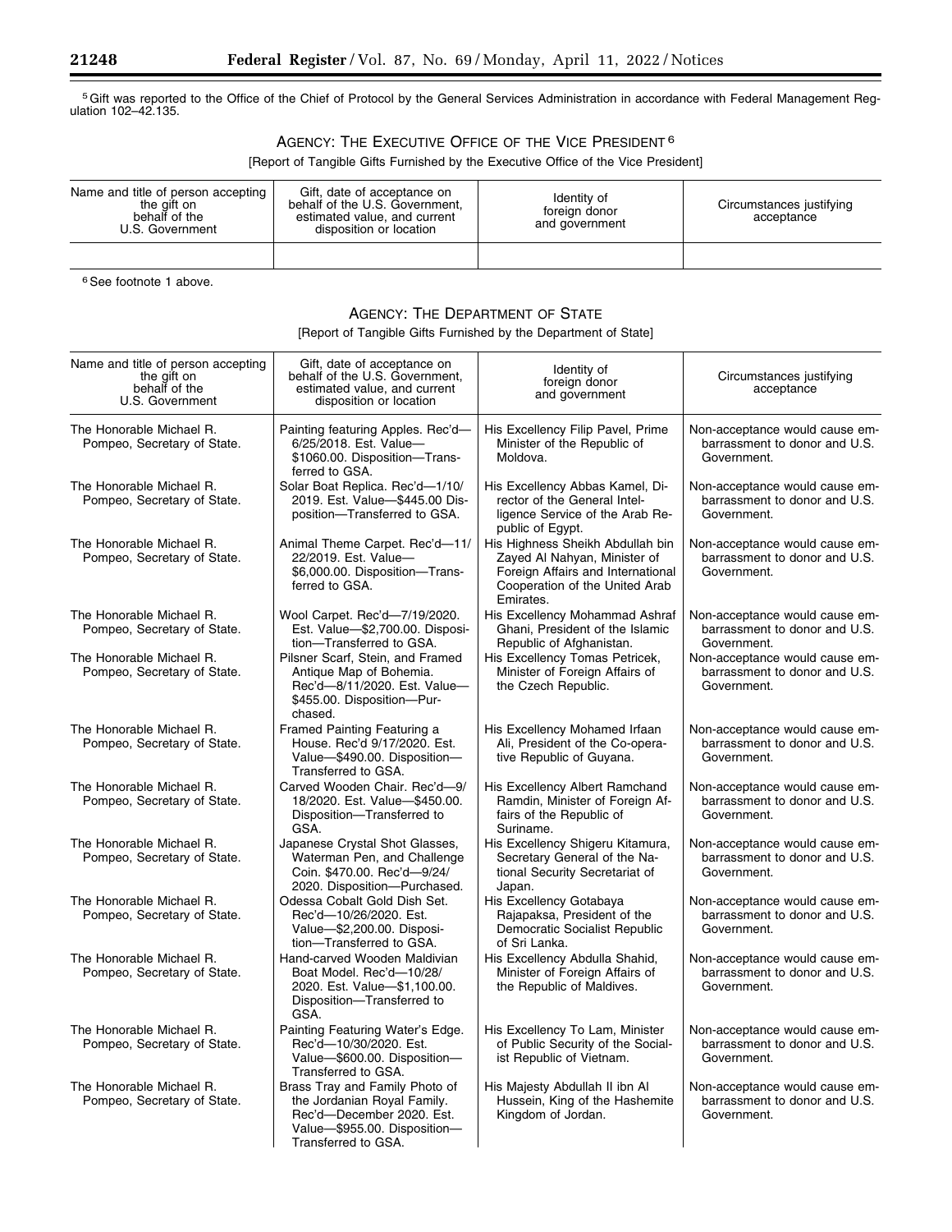[5] Gift was reported to the Office of the Chief of Protocol by the General Services Administration in accordance with Federal Management Regulation 102–42.135.

## AGENCY: THE EXECUTIVE OFFICE OF THE VICE PRESIDENT [6]

[Report of Tangible Gifts Furnished by the Executive Office of the Vice President]

| Name and title of person accepting the gift on behalf of the U.S. Government | Gift, date of acceptance on behalf of the U.S. Government, estimated value, and current disposition or location | Identity of foreign donor and government | Circumstances justifying acceptance |
|---|---|---|---|
| | | | |

[6] See footnote 1 above.

## AGENCY: THE DEPARTMENT OF STATE

[Report of Tangible Gifts Furnished by the Department of State]

| Name and title of person accepting the gift on behalf of the U.S. Government | Gift, date of acceptance on behalf of the U.S. Government, estimated value, and current disposition or location | Identity of foreign donor and government | Circumstances justifying acceptance |
|---|---|---|---|
| The Honorable Michael R. Pompeo, Secretary of State. | Painting featuring Apples. Rec'd—6/25/2018. Est. Value—$1060.00. Disposition—Transferred to GSA. | His Excellency Filip Pavel, Prime Minister of the Republic of Moldova. | Non-acceptance would cause embarrassment to donor and U.S. Government. |
| The Honorable Michael R. Pompeo, Secretary of State. | Solar Boat Replica. Rec'd—1/10/2019. Est. Value—$445.00 Disposition—Transferred to GSA. | His Excellency Abbas Kamel, Director of the General Intelligence Service of the Arab Republic of Egypt. | Non-acceptance would cause embarrassment to donor and U.S. Government. |
| The Honorable Michael R. Pompeo, Secretary of State. | Animal Theme Carpet. Rec'd—11/22/2019. Est. Value—$6,000.00. Disposition—Transferred to GSA. | His Highness Sheikh Abdullah bin Zayed Al Nahyan, Minister of Foreign Affairs and International Cooperation of the United Arab Emirates. | Non-acceptance would cause embarrassment to donor and U.S. Government. |
| The Honorable Michael R. Pompeo, Secretary of State. | Wool Carpet. Rec'd—7/19/2020. Est. Value—$2,700.00. Disposition—Transferred to GSA. | His Excellency Mohammad Ashraf Ghani, President of the Islamic Republic of Afghanistan. | Non-acceptance would cause embarrassment to donor and U.S. Government. |
| The Honorable Michael R. Pompeo, Secretary of State. | Pilsner Scarf, Stein, and Framed Antique Map of Bohemia. Rec'd—8/11/2020. Est. Value—$455.00. Disposition—Purchased. | His Excellency Tomas Petricek, Minister of Foreign Affairs of the Czech Republic. | Non-acceptance would cause embarrassment to donor and U.S. Government. |
| The Honorable Michael R. Pompeo, Secretary of State. | Framed Painting Featuring a House. Rec'd 9/17/2020. Est. Value—$490.00. Disposition—Transferred to GSA. | His Excellency Mohamed Irfaan Ali, President of the Co-operative Republic of Guyana. | Non-acceptance would cause embarrassment to donor and U.S. Government. |
| The Honorable Michael R. Pompeo, Secretary of State. | Carved Wooden Chair. Rec'd—9/18/2020. Est. Value—$450.00. Disposition—Transferred to GSA. | His Excellency Albert Ramchand Ramdin, Minister of Foreign Affairs of the Republic of Suriname. | Non-acceptance would cause embarrassment to donor and U.S. Government. |
| The Honorable Michael R. Pompeo, Secretary of State. | Japanese Crystal Shot Glasses, Waterman Pen, and Challenge Coin. $470.00. Rec'd—9/24/2020. Disposition—Purchased. | His Excellency Shigeru Kitamura, Secretary General of the National Security Secretariat of Japan. | Non-acceptance would cause embarrassment to donor and U.S. Government. |
| The Honorable Michael R. Pompeo, Secretary of State. | Odessa Cobalt Gold Dish Set. Rec'd—10/26/2020. Est. Value—$2,200.00. Disposition—Transferred to GSA. | His Excellency Gotabaya Rajapaksa, President of the Democratic Socialist Republic of Sri Lanka. | Non-acceptance would cause embarrassment to donor and U.S. Government. |
| The Honorable Michael R. Pompeo, Secretary of State. | Hand-carved Wooden Maldivian Boat Model. Rec'd—10/28/2020. Est. Value—$1,100.00. Disposition—Transferred to GSA. | His Excellency Abdulla Shahid, Minister of Foreign Affairs of the Republic of Maldives. | Non-acceptance would cause embarrassment to donor and U.S. Government. |
| The Honorable Michael R. Pompeo, Secretary of State. | Painting Featuring Water's Edge. Rec'd—10/30/2020. Est. Value—$600.00. Disposition—Transferred to GSA. | His Excellency To Lam, Minister of Public Security of the Socialist Republic of Vietnam. | Non-acceptance would cause embarrassment to donor and U.S. Government. |
| The Honorable Michael R. Pompeo, Secretary of State. | Brass Tray and Family Photo of the Jordanian Royal Family. Rec'd—December 2020. Est. Value—$955.00. Disposition—Transferred to GSA. | His Majesty Abdullah II ibn Al Hussein, King of the Hashemite Kingdom of Jordan. | Non-acceptance would cause embarrassment to donor and U.S. Government. |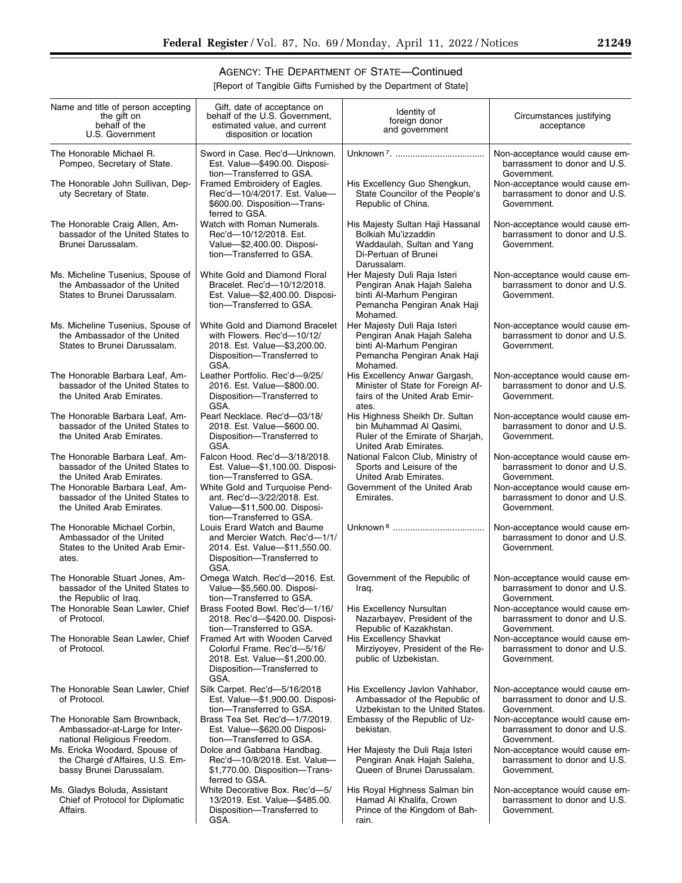## AGENCY: THE DEPARTMENT OF STATE—Continued

[Report of Tangible Gifts Furnished by the Department of State]

| Name and title of person accepting the gift on behalf of the U.S. Government | Gift, date of acceptance on behalf of the U.S. Government, estimated value, and current disposition or location | Identity of foreign donor and government | Circumstances justifying acceptance |
|---|---|---|---|
| The Honorable Michael R. Pompeo, Secretary of State. | Sword in Case. Rec'd—Unknown. Est. Value—$490.00. Disposition—Transferred to GSA. | Unknown [7]. | Non-acceptance would cause embarrassment to donor and U.S. Government. |
| The Honorable John Sullivan, Deputy Secretary of State. | Framed Embroidery of Eagles. Rec'd—10/4/2017. Est. Value—$600.00. Disposition—Transferred to GSA. | His Excellency Guo Shengkun, State Councilor of the People's Republic of China. | Non-acceptance would cause embarrassment to donor and U.S. Government. |
| The Honorable Craig Allen, Ambassador of the United States to Brunei Darussalam. | Watch with Roman Numerals. Rec'd—10/12/2018. Est. Value—$2,400.00. Disposition—Transferred to GSA. | His Majesty Sultan Haji Hassanal Bolkiah Mu'izzaddin Waddaulah, Sultan and Yang Di-Pertuan of Brunei Darussalam. | Non-acceptance would cause embarrassment to donor and U.S. Government. |
| Ms. Micheline Tusenius, Spouse of the Ambassador of the United States to Brunei Darussalam. | White Gold and Diamond Floral Bracelet. Rec'd—10/12/2018. Est. Value—$2,400.00. Disposition—Transferred to GSA. | Her Majesty Duli Raja Isteri Pengiran Anak Hajah Saleha binti Al-Marhum Pengiran Pemancha Pengiran Anak Haji Mohamed. | Non-acceptance would cause embarrassment to donor and U.S. Government. |
| Ms. Micheline Tusenius, Spouse of the Ambassador of the United States to Brunei Darussalam. | White Gold and Diamond Bracelet with Flowers. Rec'd—10/12/2018. Est. Value—$3,200.00. Disposition—Transferred to GSA. | Her Majesty Duli Raja Isteri Pengiran Anak Hajah Saleha binti Al-Marhum Pengiran Pemancha Pengiran Anak Haji Mohamed. | Non-acceptance would cause embarrassment to donor and U.S. Government. |
| The Honorable Barbara Leaf, Ambassador of the United States to the United Arab Emirates. | Leather Portfolio. Rec'd—9/25/2016. Est. Value—$800.00. Disposition—Transferred to GSA. | His Excellency Anwar Gargash, Minister of State for Foreign Affairs of the United Arab Emirates. | Non-acceptance would cause embarrassment to donor and U.S. Government. |
| The Honorable Barbara Leaf, Ambassador of the United States to the United Arab Emirates. | Pearl Necklace. Rec'd—03/18/2018. Est. Value—$600.00. Disposition—Transferred to GSA. | His Highness Sheikh Dr. Sultan bin Muhammad Al Qasimi, Ruler of the Emirate of Sharjah, United Arab Emirates. | Non-acceptance would cause embarrassment to donor and U.S. Government. |
| The Honorable Barbara Leaf, Ambassador of the United States to the United Arab Emirates. | Falcon Hood. Rec'd—3/18/2018. Est. Value—$1,100.00. Disposition—Transferred to GSA. | National Falcon Club, Ministry of Sports and Leisure of the United Arab Emirates. | Non-acceptance would cause embarrassment to donor and U.S. Government. |
| The Honorable Barbara Leaf, Ambassador of the United States to the United Arab Emirates. | White Gold and Turquoise Pendant. Rec'd—3/22/2018. Est. Value—$11,500.00. Disposition—Transferred to GSA. | Government of the United Arab Emirates. | Non-acceptance would cause embarrassment to donor and U.S. Government. |
| The Honorable Michael Corbin, Ambassador of the United States to the United Arab Emirates. | Louis Erard Watch and Baume and Mercier Watch. Rec'd—1/1/2014. Est. Value—$11,550.00. Disposition—Transferred to GSA. | Unknown [8] | Non-acceptance would cause embarrassment to donor and U.S. Government. |
| The Honorable Stuart Jones, Ambassador of the United States to the Republic of Iraq. | Omega Watch. Rec'd—2016. Est. Value—$5,560.00. Disposition—Transferred to GSA. | Government of the Republic of Iraq. | Non-acceptance would cause embarrassment to donor and U.S. Government. |
| The Honorable Sean Lawler, Chief of Protocol. | Brass Footed Bowl. Rec'd—1/16/2018. Rec'd—$420.00. Disposition—Transferred to GSA. | His Excellency Nursultan Nazarbayev, President of the Republic of Kazakhstan. | Non-acceptance would cause embarrassment to donor and U.S. Government. |
| The Honorable Sean Lawler, Chief of Protocol. | Framed Art with Wooden Carved Colorful Frame. Rec'd—5/16/2018. Est. Value—$1,200.00. Disposition—Transferred to GSA. | His Excellency Shavkat Mirziyoyev, President of the Republic of Uzbekistan. | Non-acceptance would cause embarrassment to donor and U.S. Government. |
| The Honorable Sean Lawler, Chief of Protocol. | Silk Carpet. Rec'd—5/16/2018 Est. Value—$1,900.00. Disposition—Transferred to GSA. | His Excellency Javlon Vahhabor, Ambassador of the Republic of Uzbekistan to the United States. | Non-acceptance would cause embarrassment to donor and U.S. Government. |
| The Honorable Sam Brownback, Ambassador-at-Large for International Religious Freedom. | Brass Tea Set. Rec'd—1/7/2019. Est. Value—$620.00 Disposition—Transferred to GSA. | Embassy of the Republic of Uzbekistan. | Non-acceptance would cause embarrassment to donor and U.S. Government. |
| Ms. Ericka Woodard, Spouse of the Chargé d'Affaires, U.S. Embassy Brunei Darussalam. | Dolce and Gabbana Handbag. Rec'd—10/8/2018. Est. Value—$1,770.00. Disposition—Transferred to GSA. | Her Majesty the Duli Raja Isteri Pengiran Anak Hajah Saleha, Queen of Brunei Darussalam. | Non-acceptance would cause embarrassment to donor and U.S. Government. |
| Ms. Gladys Boluda, Assistant Chief of Protocol for Diplomatic Affairs. | White Decorative Box. Rec'd—5/13/2019. Est. Value—$485.00. Disposition—Transferred to GSA. | His Royal Highness Salman bin Hamad Al Khalifa, Crown Prince of the Kingdom of Bahrain. | Non-acceptance would cause embarrassment to donor and U.S. Government. |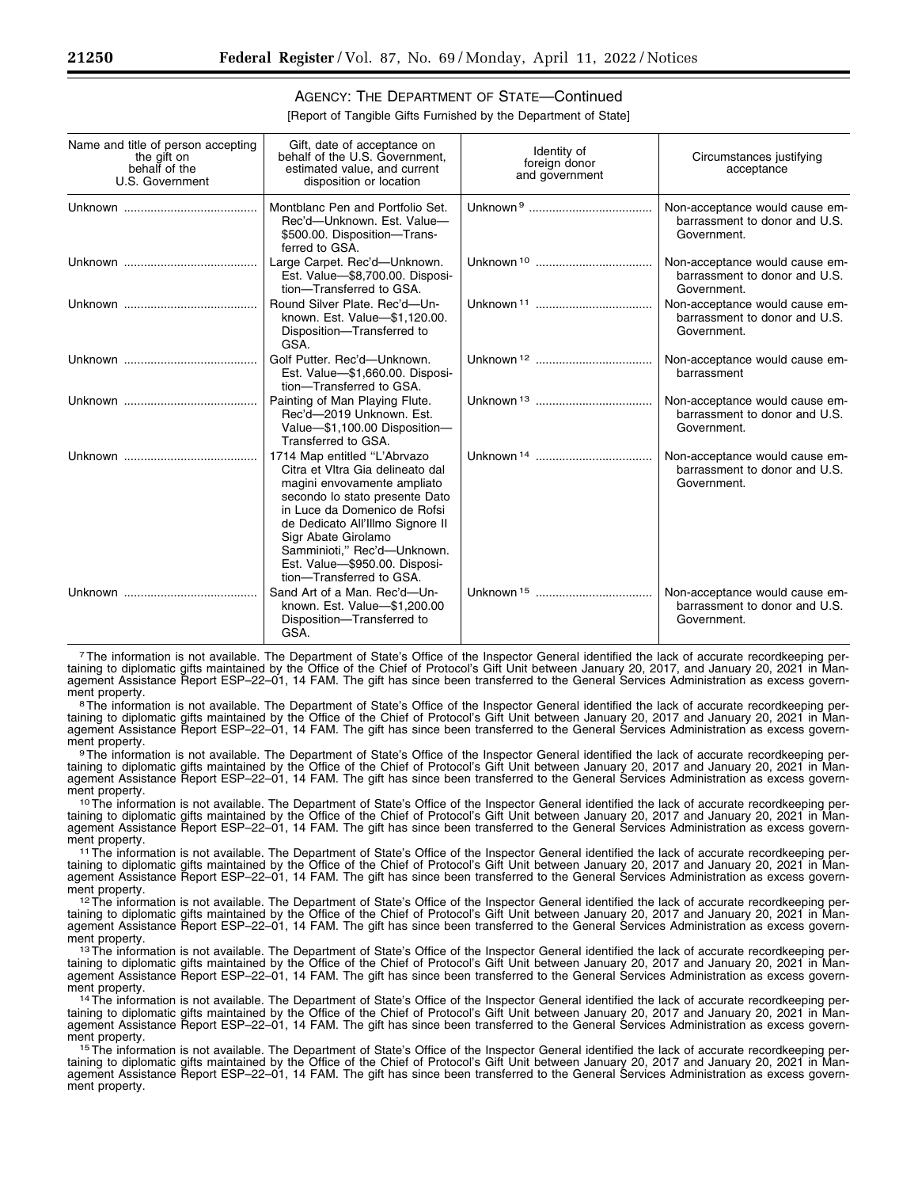## AGENCY: THE DEPARTMENT OF STATE—Continued

[Report of Tangible Gifts Furnished by the Department of State]

| Name and title of person accepting the gift on behalf of the U.S. Government | Gift, date of acceptance on behalf of the U.S. Government, estimated value, and current disposition or location | Identity of foreign donor and government | Circumstances justifying acceptance |
|---|---|---|---|
| Unknown | Montblanc Pen and Portfolio Set. Rec'd—Unknown. Est. Value—$500.00. Disposition—Transferred to GSA. | Unknown [9] | Non-acceptance would cause embarrassment to donor and U.S. Government. |
| Unknown | Large Carpet. Rec'd—Unknown. Est. Value—$8,700.00. Disposition—Transferred to GSA. | Unknown [10] | Non-acceptance would cause embarrassment to donor and U.S. Government. |
| Unknown | Round Silver Plate. Rec'd—Unknown. Est. Value—$1,120.00. Disposition—Transferred to GSA. | Unknown [11] | Non-acceptance would cause embarrassment to donor and U.S. Government. |
| Unknown | Golf Putter. Rec'd—Unknown. Est. Value—$1,660.00. Disposition—Transferred to GSA. | Unknown [12] | Non-acceptance would cause embarrassment |
| Unknown | Painting of Man Playing Flute. Rec'd—2019 Unknown. Est. Value—$1,100.00 Disposition—Transferred to GSA. | Unknown [13] | Non-acceptance would cause embarrassment to donor and U.S. Government. |
| Unknown | 1714 Map entitled "L'Abrvazo Citra et Vltra Gia delineato dal magini envovamente ampliato secondo lo stato presente Dato in Luce da Domenico de Rofsi de Dedicato All'Illmo Signore Il Sigr Abate Girolamo Samminioti," Rec'd—Unknown. Est. Value—$950.00. Disposition—Transferred to GSA. | Unknown [14] | Non-acceptance would cause embarrassment to donor and U.S. Government. |
| Unknown | Sand Art of a Man. Rec'd—Unknown. Est. Value—$1,200.00 Disposition—Transferred to GSA. | Unknown [15] | Non-acceptance would cause embarrassment to donor and U.S. Government. |

[7] The information is not available. The Department of State's Office of the Inspector General identified the lack of accurate recordkeeping pertaining to diplomatic gifts maintained by the Office of the Chief of Protocol's Gift Unit between January 20, 2017, and January 20, 2021 in Management Assistance Report ESP–22–01, 14 FAM. The gift has since been transferred to the General Services Administration as excess government property.

[8] The information is not available. The Department of State's Office of the Inspector General identified the lack of accurate recordkeeping pertaining to diplomatic gifts maintained by the Office of the Chief of Protocol's Gift Unit between January 20, 2017, and January 20, 2021 in Management Assistance Report ESP–22–01, 14 FAM. The gift has since been transferred to the General Services Administration as excess government property.

[9] The information is not available. The Department of State's Office of the Inspector General identified the lack of accurate recordkeeping pertaining to diplomatic gifts maintained by the Office of the Chief of Protocol's Gift Unit between January 20, 2017 and January 20, 2021 in Management Assistance Report ESP–22–01, 14 FAM. The gift has since been transferred to the General Services Administration as excess government property.

[10] The information is not available. The Department of State's Office of the Inspector General identified the lack of accurate recordkeeping pertaining to diplomatic gifts maintained by the Office of the Chief of Protocol's Gift Unit between January 20, 2017 and January 20, 2021 in Management Assistance Report ESP–22–01, 14 FAM. The gift has since been transferred to the General Services Administration as excess government property.

[11] The information is not available. The Department of State's Office of the Inspector General identified the lack of accurate recordkeeping pertaining to diplomatic gifts maintained by the Office of the Chief of Protocol's Gift Unit between January 20, 2017 and January 20, 2021 in Management Assistance Report ESP–22–01, 14 FAM. The gift has since been transferred to the General Services Administration as excess government property.

[12] The information is not available. The Department of State's Office of the Inspector General identified the lack of accurate recordkeeping pertaining to diplomatic gifts maintained by the Office of the Chief of Protocol's Gift Unit between January 20, 2017 and January 20, 2021 in Management Assistance Report ESP–22–01, 14 FAM. The gift has since been transferred to the General Services Administration as excess government property.

[13] The information is not available. The Department of State's Office of the Inspector General identified the lack of accurate recordkeeping pertaining to diplomatic gifts maintained by the Office of the Chief of Protocol's Gift Unit between January 20, 2017 and January 20, 2021 in Management Assistance Report ESP–22–01, 14 FAM. The gift has since been transferred to the General Services Administration as excess government property.

[14] The information is not available. The Department of State's Office of the Inspector General identified the lack of accurate recordkeeping pertaining to diplomatic gifts maintained by the Office of the Chief of Protocol's Gift Unit between January 20, 2017 and January 20, 2021 in Management Assistance Report ESP–22–01, 14 FAM. The gift has since been transferred to the General Services Administration as excess government property.

[15] The information is not available. The Department of State's Office of the Inspector General identified the lack of accurate recordkeeping pertaining to diplomatic gifts maintained by the Office of the Chief of Protocol's Gift Unit between January 20, 2017 and January 20, 2021 in Management Assistance Report ESP–22–01, 14 FAM. The gift has since been transferred to the General Services Administration as excess government property.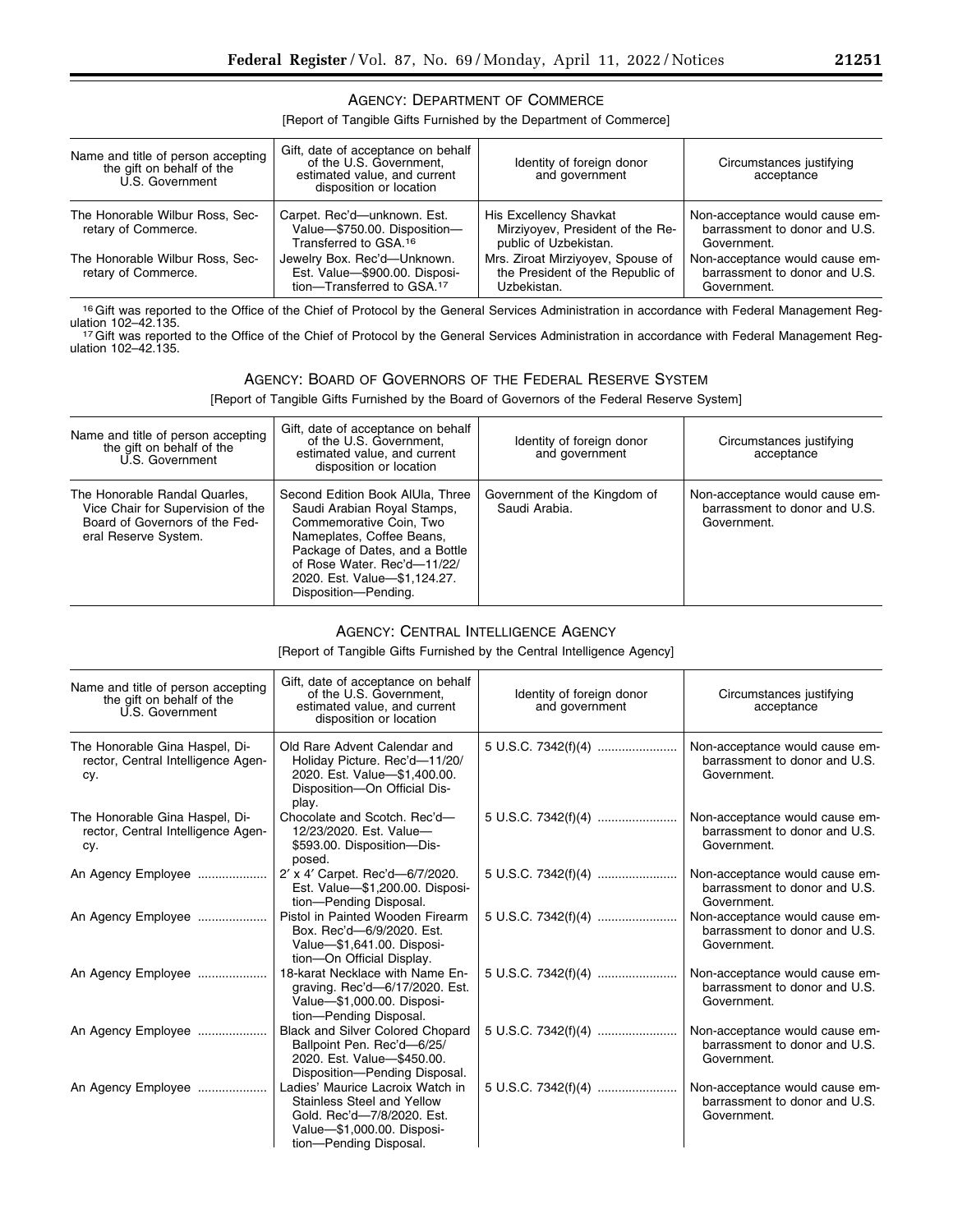## AGENCY: DEPARTMENT OF COMMERCE

[Report of Tangible Gifts Furnished by the Department of Commerce]

| Name and title of person accepting the gift on behalf of the U.S. Government | Gift, date of acceptance on behalf of the U.S. Government, estimated value, and current disposition or location | Identity of foreign donor and government | Circumstances justifying acceptance |
| --- | --- | --- | --- |
| The Honorable Wilbur Ross, Secretary of Commerce. | Carpet. Rec'd—unknown. Est. Value—$750.00. Disposition—Transferred to GSA.[16] | His Excellency Shavkat Mirziyoyev, President of the Republic of Uzbekistan. | Non-acceptance would cause embarrassment to donor and U.S. Government. |
| The Honorable Wilbur Ross, Secretary of Commerce. | Jewelry Box. Rec'd—Unknown. Est. Value—$900.00. Disposition—Transferred to GSA.[17] | Mrs. Ziroat Mirziyoyev, Spouse of the President of the Republic of Uzbekistan. | Non-acceptance would cause embarrassment to donor and U.S. Government. |

[16] Gift was reported to the Office of the Chief of Protocol by the General Services Administration in accordance with Federal Management Regulation 102–42.135.

[17] Gift was reported to the Office of the Chief of Protocol by the General Services Administration in accordance with Federal Management Regulation 102–42.135.

## AGENCY: BOARD OF GOVERNORS OF THE FEDERAL RESERVE SYSTEM

[Report of Tangible Gifts Furnished by the Board of Governors of the Federal Reserve System]

| Name and title of person accepting the gift on behalf of the U.S. Government | Gift, date of acceptance on behalf of the U.S. Government, estimated value, and current disposition or location | Identity of foreign donor and government | Circumstances justifying acceptance |
| --- | --- | --- | --- |
| The Honorable Randal Quarles, Vice Chair for Supervision of the Board of Governors of the Federal Reserve System. | Second Edition Book AlUla, Three Saudi Arabian Royal Stamps, Commemorative Coin, Two Nameplates, Coffee Beans, Package of Dates, and a Bottle of Rose Water. Rec'd—11/22/2020. Est. Value—$1,124.27. Disposition—Pending. | Government of the Kingdom of Saudi Arabia. | Non-acceptance would cause embarrassment to donor and U.S. Government. |

## AGENCY: CENTRAL INTELLIGENCE AGENCY

[Report of Tangible Gifts Furnished by the Central Intelligence Agency]

| Name and title of person accepting the gift on behalf of the U.S. Government | Gift, date of acceptance on behalf of the U.S. Government, estimated value, and current disposition or location | Identity of foreign donor and government | Circumstances justifying acceptance |
| --- | --- | --- | --- |
| The Honorable Gina Haspel, Director, Central Intelligence Agency. | Old Rare Advent Calendar and Holiday Picture. Rec'd—11/20/2020. Est. Value—$1,400.00. Disposition—On Official Display. | 5 U.S.C. 7342(f)(4) | Non-acceptance would cause embarrassment to donor and U.S. Government. |
| The Honorable Gina Haspel, Director, Central Intelligence Agency. | Chocolate and Scotch. Rec'd—12/23/2020. Est. Value—$593.00. Disposition—Disposed. | 5 U.S.C. 7342(f)(4) | Non-acceptance would cause embarrassment to donor and U.S. Government. |
| An Agency Employee | 2′ x 4′ Carpet. Rec'd—6/7/2020. Est. Value—$1,200.00. Disposition—Pending Disposal. | 5 U.S.C. 7342(f)(4) | Non-acceptance would cause embarrassment to donor and U.S. Government. |
| An Agency Employee | Pistol in Painted Wooden Firearm Box. Rec'd—6/9/2020. Est. Value—$1,641.00. Disposition—On Official Display. | 5 U.S.C. 7342(f)(4) | Non-acceptance would cause embarrassment to donor and U.S. Government. |
| An Agency Employee | 18-karat Necklace with Name Engraving. Rec'd—6/17/2020. Est. Value—$1,000.00. Disposition—Pending Disposal. | 5 U.S.C. 7342(f)(4) | Non-acceptance would cause embarrassment to donor and U.S. Government. |
| An Agency Employee | Black and Silver Colored Chopard Ballpoint Pen. Rec'd—6/25/2020. Est. Value—$450.00. Disposition—Pending Disposal. | 5 U.S.C. 7342(f)(4) | Non-acceptance would cause embarrassment to donor and U.S. Government. |
| An Agency Employee | Ladies' Maurice Lacroix Watch in Stainless Steel and Yellow Gold. Rec'd—7/8/2020. Est. Value—$1,000.00. Disposition—Pending Disposal. | 5 U.S.C. 7342(f)(4) | Non-acceptance would cause embarrassment to donor and U.S. Government. |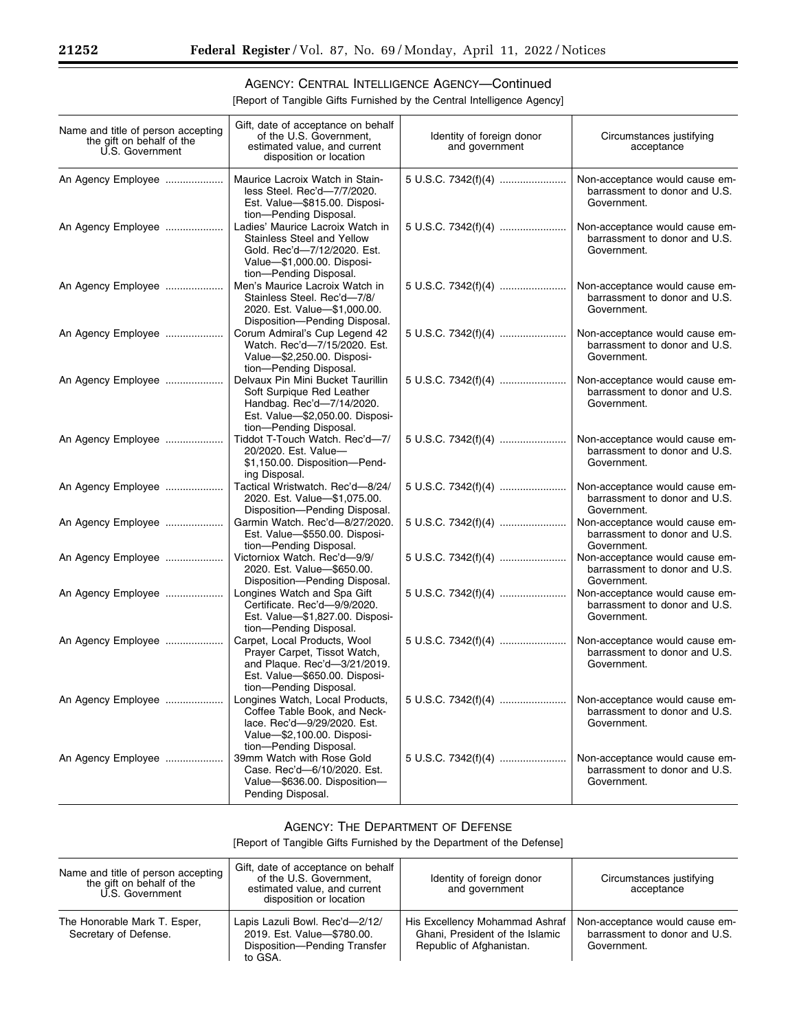## AGENCY: CENTRAL INTELLIGENCE AGENCY—Continued

[Report of Tangible Gifts Furnished by the Central Intelligence Agency]

| Name and title of person accepting the gift on behalf of the U.S. Government | Gift, date of acceptance on behalf of the U.S. Government, estimated value, and current disposition or location | Identity of foreign donor and government | Circumstances justifying acceptance |
| --- | --- | --- | --- |
| An Agency Employee | Maurice Lacroix Watch in Stainless Steel. Rec'd—7/7/2020. Est. Value—$815.00. Disposition—Pending Disposal. | 5 U.S.C. 7342(f)(4) | Non-acceptance would cause embarrassment to donor and U.S. Government. |
| An Agency Employee | Ladies' Maurice Lacroix Watch in Stainless Steel and Yellow Gold. Rec'd—7/12/2020. Est. Value—$1,000.00. Disposition—Pending Disposal. | 5 U.S.C. 7342(f)(4) | Non-acceptance would cause embarrassment to donor and U.S. Government. |
| An Agency Employee | Men's Maurice Lacroix Watch in Stainless Steel. Rec'd—7/8/2020. Est. Value—$1,000.00. Disposition—Pending Disposal. | 5 U.S.C. 7342(f)(4) | Non-acceptance would cause embarrassment to donor and U.S. Government. |
| An Agency Employee | Corum Admiral's Cup Legend 42 Watch. Rec'd—7/15/2020. Est. Value—$2,250.00. Disposition—Pending Disposal. | 5 U.S.C. 7342(f)(4) | Non-acceptance would cause embarrassment to donor and U.S. Government. |
| An Agency Employee | Delvaux Pin Mini Bucket Taurillin Soft Surpique Red Leather Handbag. Rec'd—7/14/2020. Est. Value—$2,050.00. Disposition—Pending Disposal. | 5 U.S.C. 7342(f)(4) | Non-acceptance would cause embarrassment to donor and U.S. Government. |
| An Agency Employee | Tiddot T-Touch Watch. Rec'd—7/20/2020. Est. Value—$1,150.00. Disposition—Pending Disposal. | 5 U.S.C. 7342(f)(4) | Non-acceptance would cause embarrassment to donor and U.S. Government. |
| An Agency Employee | Tactical Wristwatch. Rec'd—8/24/2020. Est. Value—$1,075.00. Disposition—Pending Disposal. | 5 U.S.C. 7342(f)(4) | Non-acceptance would cause embarrassment to donor and U.S. Government. |
| An Agency Employee | Garmin Watch. Rec'd—8/27/2020. Est. Value—$550.00. Disposition—Pending Disposal. | 5 U.S.C. 7342(f)(4) | Non-acceptance would cause embarrassment to donor and U.S. Government. |
| An Agency Employee | Victorniox Watch. Rec'd—9/9/2020. Est. Value—$650.00. Disposition—Pending Disposal. | 5 U.S.C. 7342(f)(4) | Non-acceptance would cause embarrassment to donor and U.S. Government. |
| An Agency Employee | Longines Watch and Spa Gift Certificate. Rec'd—9/9/2020. Est. Value—$1,827.00. Disposition—Pending Disposal. | 5 U.S.C. 7342(f)(4) | Non-acceptance would cause embarrassment to donor and U.S. Government. |
| An Agency Employee | Carpet, Local Products, Wool Prayer Carpet, Tissot Watch, and Plaque. Rec'd—3/21/2019. Est. Value—$650.00. Disposition—Pending Disposal. | 5 U.S.C. 7342(f)(4) | Non-acceptance would cause embarrassment to donor and U.S. Government. |
| An Agency Employee | Longines Watch, Local Products, Coffee Table Book, and Necklace. Rec'd—9/29/2020. Est. Value—$2,100.00. Disposition—Pending Disposal. | 5 U.S.C. 7342(f)(4) | Non-acceptance would cause embarrassment to donor and U.S. Government. |
| An Agency Employee | 39mm Watch with Rose Gold Case. Rec'd—6/10/2020. Est. Value—$636.00. Disposition—Pending Disposal. | 5 U.S.C. 7342(f)(4) | Non-acceptance would cause embarrassment to donor and U.S. Government. |

## AGENCY: THE DEPARTMENT OF DEFENSE

[Report of Tangible Gifts Furnished by the Department of the Defense]

| Name and title of person accepting the gift on behalf of the U.S. Government | Gift, date of acceptance on behalf of the U.S. Government, estimated value, and current disposition or location | Identity of foreign donor and government | Circumstances justifying acceptance |
| --- | --- | --- | --- |
| The Honorable Mark T. Esper, Secretary of Defense. | Lapis Lazuli Bowl. Rec'd—2/12/2019. Est. Value—$780.00. Disposition—Pending Transfer to GSA. | His Excellency Mohammad Ashraf Ghani, President of the Islamic Republic of Afghanistan. | Non-acceptance would cause embarrassment to donor and U.S. Government. |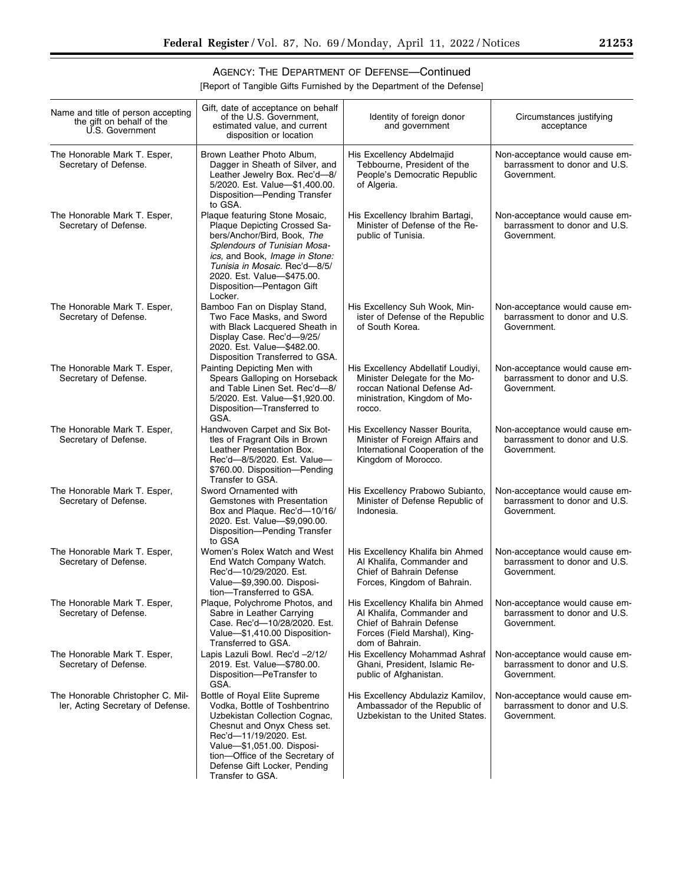AGENCY: THE DEPARTMENT OF DEFENSE—Continued

[Report of Tangible Gifts Furnished by the Department of the Defense]

| Name and title of person accepting the gift on behalf of the U.S. Government | Gift, date of acceptance on behalf of the U.S. Government, estimated value, and current disposition or location | Identity of foreign donor and government | Circumstances justifying acceptance |
| --- | --- | --- | --- |
| The Honorable Mark T. Esper, Secretary of Defense. | Brown Leather Photo Album, Dagger in Sheath of Silver, and Leather Jewelry Box. Rec'd—8/5/2020. Est. Value—$1,400.00. Disposition—Pending Transfer to GSA. | His Excellency Abdelmajid Tebbourne, President of the People's Democratic Republic of Algeria. | Non-acceptance would cause embarrassment to donor and U.S. Government. |
| The Honorable Mark T. Esper, Secretary of Defense. | Plaque featuring Stone Mosaic, Plaque Depicting Crossed Sabers/Anchor/Bird, Book, *The Splendours of Tunisian Mosaics,* and Book, *Image in Stone: Tunisia in Mosaic.* Rec'd—8/5/2020. Est. Value—$475.00. Disposition—Pentagon Gift Locker. | His Excellency Ibrahim Bartagi, Minister of Defense of the Republic of Tunisia. | Non-acceptance would cause embarrassment to donor and U.S. Government. |
| The Honorable Mark T. Esper, Secretary of Defense. | Bamboo Fan on Display Stand, Two Face Masks, and Sword with Black Lacquered Sheath in Display Case. Rec'd—9/25/2020. Est. Value—$482.00. Disposition Transferred to GSA. | His Excellency Suh Wook, Minister of Defense of the Republic of South Korea. | Non-acceptance would cause embarrassment to donor and U.S. Government. |
| The Honorable Mark T. Esper, Secretary of Defense. | Painting Depicting Men with Spears Galloping on Horseback and Table Linen Set. Rec'd—8/5/2020. Est. Value—$1,920.00. Disposition—Transferred to GSA. | His Excellency Abdellatif Loudiyi, Minister Delegate for the Moroccan National Defense Administration, Kingdom of Morocco. | Non-acceptance would cause embarrassment to donor and U.S. Government. |
| The Honorable Mark T. Esper, Secretary of Defense. | Handwoven Carpet and Six Bottles of Fragrant Oils in Brown Leather Presentation Box. Rec'd—8/5/2020. Est. Value—$760.00. Disposition—Pending Transfer to GSA. | His Excellency Nasser Bourita, Minister of Foreign Affairs and International Cooperation of the Kingdom of Morocco. | Non-acceptance would cause embarrassment to donor and U.S. Government. |
| The Honorable Mark T. Esper, Secretary of Defense. | Sword Ornamented with Gemstones with Presentation Box and Plaque. Rec'd—10/16/2020. Est. Value—$9,090.00. Disposition—Pending Transfer to GSA | His Excellency Prabowo Subianto, Minister of Defense Republic of Indonesia. | Non-acceptance would cause embarrassment to donor and U.S. Government. |
| The Honorable Mark T. Esper, Secretary of Defense. | Women's Rolex Watch and West End Watch Company Watch. Rec'd—10/29/2020. Est. Value—$9,390.00. Disposition—Transferred to GSA. | His Excellency Khalifa bin Ahmed Al Khalifa, Commander and Chief of Bahrain Defense Forces, Kingdom of Bahrain. | Non-acceptance would cause embarrassment to donor and U.S. Government. |
| The Honorable Mark T. Esper, Secretary of Defense. | Plaque, Polychrome Photos, and Sabre in Leather Carrying Case. Rec'd—10/28/2020. Est. Value—$1,410.00 Disposition-Transferred to GSA. | His Excellency Khalifa bin Ahmed Al Khalifa, Commander and Chief of Bahrain Defense Forces (Field Marshal), Kingdom of Bahrain. | Non-acceptance would cause embarrassment to donor and U.S. Government. |
| The Honorable Mark T. Esper, Secretary of Defense. | Lapis Lazuli Bowl. Rec'd –2/12/2019. Est. Value—$780.00. Disposition—PeTransfer to GSA. | His Excellency Mohammad Ashraf Ghani, President, Islamic Republic of Afghanistan. | Non-acceptance would cause embarrassment to donor and U.S. Government. |
| The Honorable Christopher C. Miller, Acting Secretary of Defense. | Bottle of Royal Elite Supreme Vodka, Bottle of Toshbentrino Uzbekistan Collection Cognac, Chesnut and Onyx Chess set. Rec'd—11/19/2020. Est. Value—$1,051.00. Disposition—Office of the Secretary of Defense Gift Locker, Pending Transfer to GSA. | His Excellency Abdulaziz Kamilov, Ambassador of the Republic of Uzbekistan to the United States. | Non-acceptance would cause embarrassment to donor and U.S. Government. |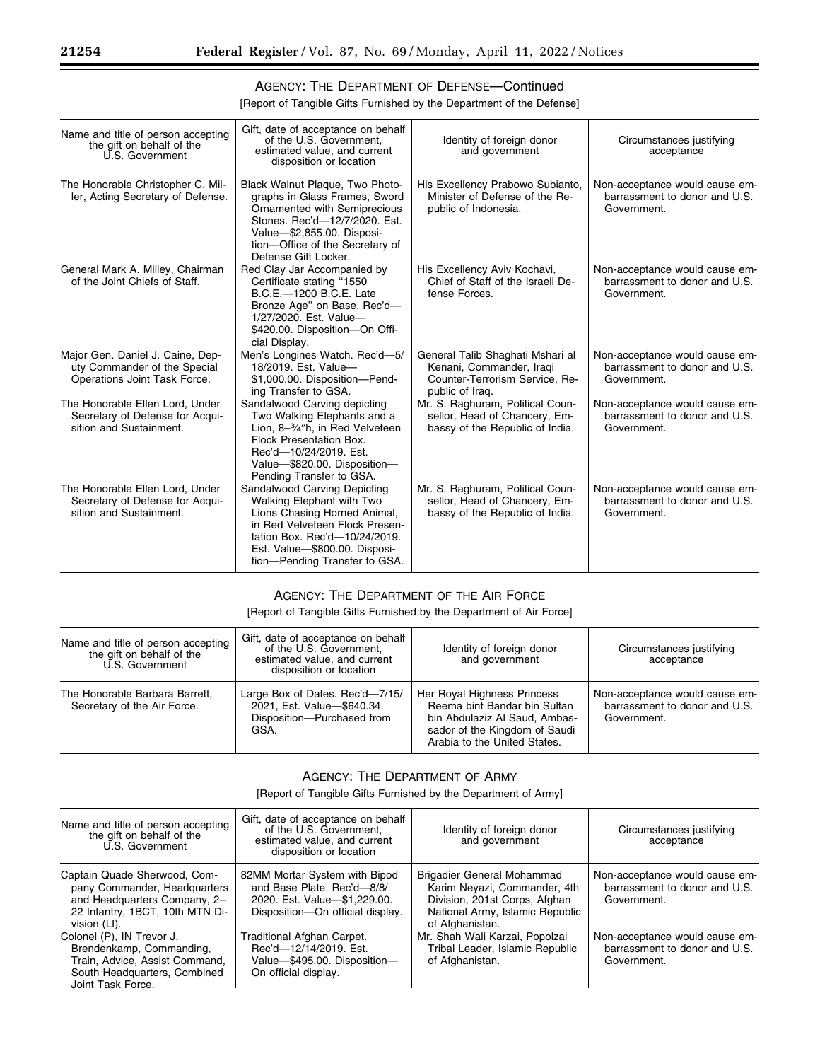## AGENCY: THE DEPARTMENT OF DEFENSE—Continued

[Report of Tangible Gifts Furnished by the Department of the Defense]

| Name and title of person accepting the gift on behalf of the U.S. Government | Gift, date of acceptance on behalf of the U.S. Government, estimated value, and current disposition or location | Identity of foreign donor and government | Circumstances justifying acceptance |
|---|---|---|---|
| The Honorable Christopher C. Miller, Acting Secretary of Defense. | Black Walnut Plaque, Two Photographs in Glass Frames, Sword Ornamented with Semiprecious Stones. Rec'd—12/7/2020. Est. Value—$2,855.00. Disposition—Office of the Secretary of Defense Gift Locker. | His Excellency Prabowo Subianto, Minister of Defense of the Republic of Indonesia. | Non-acceptance would cause embarrassment to donor and U.S. Government. |
| General Mark A. Milley, Chairman of the Joint Chiefs of Staff. | Red Clay Jar Accompanied by Certificate stating "1550 B.C.E.—1200 B.C.E. Late Bronze Age" on Base. Rec'd—1/27/2020. Est. Value—$420.00. Disposition—On Official Display. | His Excellency Aviv Kochavi, Chief of Staff of the Israeli Defense Forces. | Non-acceptance would cause embarrassment to donor and U.S. Government. |
| Major Gen. Daniel J. Caine, Deputy Commander of the Special Operations Joint Task Force. | Men's Longines Watch. Rec'd—5/18/2019. Est. Value—$1,000.00. Disposition—Pending Transfer to GSA. | General Talib Shaghati Mshari al Kenani, Commander, Iraqi Counter-Terrorism Service, Republic of Iraq. | Non-acceptance would cause embarrassment to donor and U.S. Government. |
| The Honorable Ellen Lord, Under Secretary of Defense for Acquisition and Sustainment. | Sandalwood Carving depicting Two Walking Elephants and a Lion, 8–3/4"h, in Red Velveteen Flock Presentation Box. Rec'd—10/24/2019. Est. Value—$820.00. Disposition—Pending Transfer to GSA. | Mr. S. Raghuram, Political Counsellor, Head of Chancery, Embassy of the Republic of India. | Non-acceptance would cause embarrassment to donor and U.S. Government. |
| The Honorable Ellen Lord, Under Secretary of Defense for Acquisition and Sustainment. | Sandalwood Carving Depicting Walking Elephant with Two Lions Chasing Horned Animal, in Red Velveteen Flock Presentation Box. Rec'd—10/24/2019. Est. Value—$800.00. Disposition—Pending Transfer to GSA. | Mr. S. Raghuram, Political Counsellor, Head of Chancery, Embassy of the Republic of India. | Non-acceptance would cause embarrassment to donor and U.S. Government. |

## AGENCY: THE DEPARTMENT OF THE AIR FORCE

[Report of Tangible Gifts Furnished by the Department of Air Force]

| Name and title of person accepting the gift on behalf of the U.S. Government | Gift, date of acceptance on behalf of the U.S. Government, estimated value, and current disposition or location | Identity of foreign donor and government | Circumstances justifying acceptance |
|---|---|---|---|
| The Honorable Barbara Barrett, Secretary of the Air Force. | Large Box of Dates. Rec'd—7/15/2021, Est. Value—$640.34. Disposition—Purchased from GSA. | Her Royal Highness Princess Reema bint Bandar bin Sultan bin Abdulaziz Al Saud, Ambassador of the Kingdom of Saudi Arabia to the United States. | Non-acceptance would cause embarrassment to donor and U.S. Government. |

## AGENCY: THE DEPARTMENT OF ARMY

[Report of Tangible Gifts Furnished by the Department of Army]

| Name and title of person accepting the gift on behalf of the U.S. Government | Gift, date of acceptance on behalf of the U.S. Government, estimated value, and current disposition or location | Identity of foreign donor and government | Circumstances justifying acceptance |
|---|---|---|---|
| Captain Quade Sherwood, Company Commander, Headquarters and Headquarters Company, 2–22 Infantry, 1BCT, 10th MTN Division (LI). | 82MM Mortar System with Bipod and Base Plate. Rec'd—8/8/2020. Est. Value—$1,229.00. Disposition—On official display. | Brigadier General Mohammad Karim Neyazi, Commander, 4th Division, 201st Corps, Afghan National Army, Islamic Republic of Afghanistan. | Non-acceptance would cause embarrassment to donor and U.S. Government. |
| Colonel (P), IN Trevor J. Brendenkamp, Commanding, Train, Advice, Assist Command, South Headquarters, Combined Joint Task Force. | Traditional Afghan Carpet. Rec'd—12/14/2019. Est. Value—$495.00. Disposition—On official display. | Mr. Shah Wali Karzai, Popolzai Tribal Leader, Islamic Republic of Afghanistan. | Non-acceptance would cause embarrassment to donor and U.S. Government. |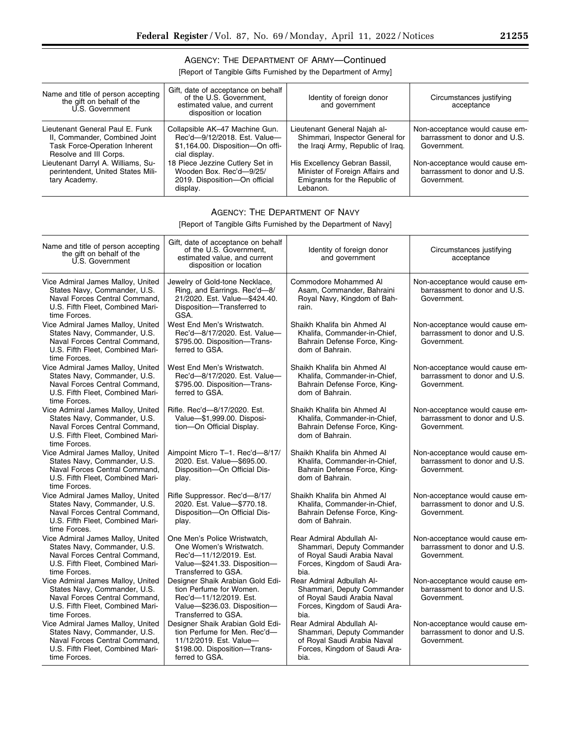## AGENCY: THE DEPARTMENT OF ARMY—Continued

[Report of Tangible Gifts Furnished by the Department of Army]

| Name and title of person accepting the gift on behalf of the U.S. Government | Gift, date of acceptance on behalf of the U.S. Government, estimated value, and current disposition or location | Identity of foreign donor and government | Circumstances justifying acceptance |
|---|---|---|---|
| Lieutenant General Paul E. Funk II, Commander, Combined Joint Task Force-Operation Inherent Resolve and III Corps. | Collapsible AK–47 Machine Gun. Rec'd—9/12/2018. Est. Value—$1,164.00. Disposition—On official display. | Lieutenant General Najah al-Shimmari, Inspector General for the Iraqi Army, Republic of Iraq. | Non-acceptance would cause embarrassment to donor and U.S. Government. |
| Lieutenant Darryl A. Williams, Superintendent, United States Military Academy. | 18 Piece Jezzine Cutlery Set in Wooden Box. Rec'd—9/25/2019. Disposition—On official display. | His Excellency Gebran Bassil, Minister of Foreign Affairs and Emigrants for the Republic of Lebanon. | Non-acceptance would cause embarrassment to donor and U.S. Government. |

## AGENCY: THE DEPARTMENT OF NAVY

[Report of Tangible Gifts Furnished by the Department of Navy]

| Name and title of person accepting the gift on behalf of the U.S. Government | Gift, date of acceptance on behalf of the U.S. Government, estimated value, and current disposition or location | Identity of foreign donor and government | Circumstances justifying acceptance |
|---|---|---|---|
| Vice Admiral James Malloy, United States Navy, Commander, U.S. Naval Forces Central Command, U.S. Fifth Fleet, Combined Maritime Forces. | Jewelry of Gold-tone Necklace, Ring, and Earrings. Rec'd—8/21/2020. Est. Value—$424.40. Disposition—Transferred to GSA. | Commodore Mohammed Al Asam, Commander, Bahraini Royal Navy, Kingdom of Bahrain. | Non-acceptance would cause embarrassment to donor and U.S. Government. |
| Vice Admiral James Malloy, United States Navy, Commander, U.S. Naval Forces Central Command, U.S. Fifth Fleet, Combined Maritime Forces. | West End Men's Wristwatch. Rec'd—8/17/2020. Est. Value—$795.00. Disposition—Transferred to GSA. | Shaikh Khalifa bin Ahmed Al Khalifa, Commander-in-Chief, Bahrain Defense Force, Kingdom of Bahrain. | Non-acceptance would cause embarrassment to donor and U.S. Government. |
| Vice Admiral James Malloy, United States Navy, Commander, U.S. Naval Forces Central Command, U.S. Fifth Fleet, Combined Maritime Forces. | West End Men's Wristwatch. Rec'd—8/17/2020. Est. Value—$795.00. Disposition—Transferred to GSA. | Shaikh Khalifa bin Ahmed Al Khalifa, Commander-in-Chief, Bahrain Defense Force, Kingdom of Bahrain. | Non-acceptance would cause embarrassment to donor and U.S. Government. |
| Vice Admiral James Malloy, United States Navy, Commander, U.S. Naval Forces Central Command, U.S. Fifth Fleet, Combined Maritime Forces. | Rifle. Rec'd—8/17/2020. Est. Value—$1,999.00. Disposition—On Official Display. | Shaikh Khalifa bin Ahmed Al Khalifa, Commander-in-Chief, Bahrain Defense Force, Kingdom of Bahrain. | Non-acceptance would cause embarrassment to donor and U.S. Government. |
| Vice Admiral James Malloy, United States Navy, Commander, U.S. Naval Forces Central Command, U.S. Fifth Fleet, Combined Maritime Forces. | Aimpoint Micro T–1. Rec'd—8/17/2020. Est. Value—$695.00. Disposition—On Official Display. | Shaikh Khalifa bin Ahmed Al Khalifa, Commander-in-Chief, Bahrain Defense Force, Kingdom of Bahrain. | Non-acceptance would cause embarrassment to donor and U.S. Government. |
| Vice Admiral James Malloy, United States Navy, Commander, U.S. Naval Forces Central Command, U.S. Fifth Fleet, Combined Maritime Forces. | Rifle Suppressor. Rec'd—8/17/2020. Est. Value—$770.18. Disposition—On Official Display. | Shaikh Khalifa bin Ahmed Al Khalifa, Commander-in-Chief, Bahrain Defense Force, Kingdom of Bahrain. | Non-acceptance would cause embarrassment to donor and U.S. Government. |
| Vice Admiral James Malloy, United States Navy, Commander, U.S. Naval Forces Central Command, U.S. Fifth Fleet, Combined Maritime Forces. | One Men's Police Wristwatch, One Women's Wristwatch. Rec'd—11/12/2019. Est. Value—$241.33. Disposition—Transferred to GSA. | Rear Admiral Abdullah Al-Shammari, Deputy Commander of Royal Saudi Arabia Naval Forces, Kingdom of Saudi Arabia. | Non-acceptance would cause embarrassment to donor and U.S. Government. |
| Vice Admiral James Malloy, United States Navy, Commander, U.S. Naval Forces Central Command, U.S. Fifth Fleet, Combined Maritime Forces. | Designer Shaik Arabian Gold Edition Perfume for Women. Rec'd—11/12/2019. Est. Value—$236.03. Disposition—Transferred to GSA. | Rear Admiral Adbullah Al-Shammari, Deputy Commander of Royal Saudi Arabia Naval Forces, Kingdom of Saudi Arabia. | Non-acceptance would cause embarrassment to donor and U.S. Government. |
| Vice Admiral James Malloy, United States Navy, Commander, U.S. Naval Forces Central Command, U.S. Fifth Fleet, Combined Maritime Forces. | Designer Shaik Arabian Gold Edition Perfume for Men. Rec'd—11/12/2019. Est. Value—$198.00. Disposition—Transferred to GSA. | Rear Admiral Abdullah Al-Shammari, Deputy Commander of Royal Saudi Arabia Naval Forces, Kingdom of Saudi Arabia. | Non-acceptance would cause embarrassment to donor and U.S. Government. |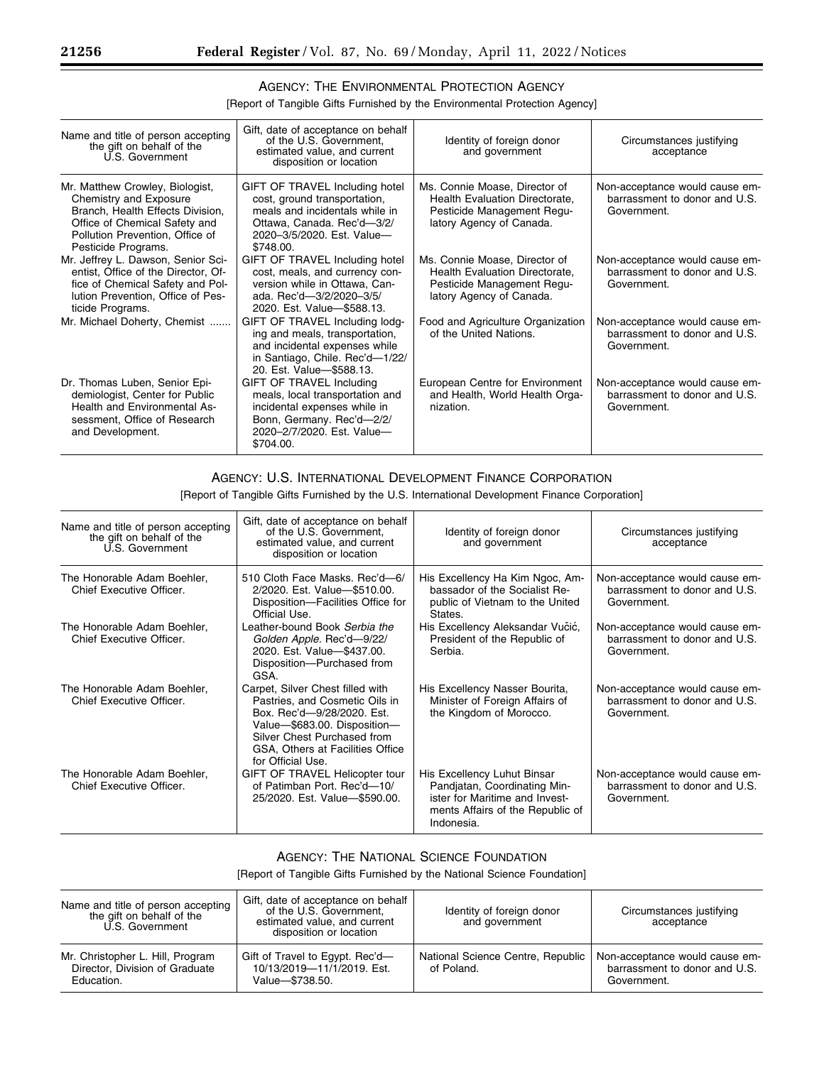## AGENCY: THE ENVIRONMENTAL PROTECTION AGENCY

[Report of Tangible Gifts Furnished by the Environmental Protection Agency]

| Name and title of person accepting the gift on behalf of the U.S. Government | Gift, date of acceptance on behalf of the U.S. Government, estimated value, and current disposition or location | Identity of foreign donor and government | Circumstances justifying acceptance |
| --- | --- | --- | --- |
| Mr. Matthew Crowley, Biologist, Chemistry and Exposure Branch, Health Effects Division, Office of Chemical Safety and Pollution Prevention, Office of Pesticide Programs. | GIFT OF TRAVEL Including hotel cost, ground transportation, meals and incidentals while in Ottawa, Canada. Rec'd—3/2/2020–3/5/2020. Est. Value—$748.00. | Ms. Connie Moase, Director of Health Evaluation Directorate, Pesticide Management Regulatory Agency of Canada. | Non-acceptance would cause embarrassment to donor and U.S. Government. |
| Mr. Jeffrey L. Dawson, Senior Scientist, Office of the Director, Office of Chemical Safety and Pollution Prevention, Office of Pesticide Programs. | GIFT OF TRAVEL Including hotel cost, meals, and currency conversion while in Ottawa, Canada. Rec'd—3/2/2020–3/5/2020. Est. Value—$588.13. | Ms. Connie Moase, Director of Health Evaluation Directorate, Pesticide Management Regulatory Agency of Canada. | Non-acceptance would cause embarrassment to donor and U.S. Government. |
| Mr. Michael Doherty, Chemist | GIFT OF TRAVEL Including lodging and meals, transportation, and incidental expenses while in Santiago, Chile. Rec'd—1/22/20. Est. Value—$588.13. | Food and Agriculture Organization of the United Nations. | Non-acceptance would cause embarrassment to donor and U.S. Government. |
| Dr. Thomas Luben, Senior Epidemiologist, Center for Public Health and Environmental Assessment, Office of Research and Development. | GIFT OF TRAVEL Including meals, local transportation and incidental expenses while in Bonn, Germany. Rec'd—2/2/2020–2/7/2020. Est. Value—$704.00. | European Centre for Environment and Health, World Health Organization. | Non-acceptance would cause embarrassment to donor and U.S. Government. |

## AGENCY: U.S. INTERNATIONAL DEVELOPMENT FINANCE CORPORATION

[Report of Tangible Gifts Furnished by the U.S. International Development Finance Corporation]

| Name and title of person accepting the gift on behalf of the U.S. Government | Gift, date of acceptance on behalf of the U.S. Government, estimated value, and current disposition or location | Identity of foreign donor and government | Circumstances justifying acceptance |
| --- | --- | --- | --- |
| The Honorable Adam Boehler, Chief Executive Officer. | 510 Cloth Face Masks. Rec'd—6/2/2020. Est. Value—$510.00. Disposition—Facilities Office for Official Use. | His Excellency Ha Kim Ngoc, Ambassador of the Socialist Republic of Vietnam to the United States. | Non-acceptance would cause embarrassment to donor and U.S. Government. |
| The Honorable Adam Boehler, Chief Executive Officer. | Leather-bound Book *Serbia the Golden Apple.* Rec'd—9/22/2020. Est. Value—$437.00. Disposition—Purchased from GSA. | His Excellency Aleksandar Vučić, President of the Republic of Serbia. | Non-acceptance would cause embarrassment to donor and U.S. Government. |
| The Honorable Adam Boehler, Chief Executive Officer. | Carpet, Silver Chest filled with Pastries, and Cosmetic Oils in Box. Rec'd—9/28/2020. Est. Value—$683.00. Disposition—Silver Chest Purchased from GSA, Others at Facilities Office for Official Use. | His Excellency Nasser Bourita, Minister of Foreign Affairs of the Kingdom of Morocco. | Non-acceptance would cause embarrassment to donor and U.S. Government. |
| The Honorable Adam Boehler, Chief Executive Officer. | GIFT OF TRAVEL Helicopter tour of Patimban Port. Rec'd—10/25/2020. Est. Value—$590.00. | His Excellency Luhut Binsar Pandjatan, Coordinating Minister for Maritime and Investments Affairs of the Republic of Indonesia. | Non-acceptance would cause embarrassment to donor and U.S. Government. |

## AGENCY: THE NATIONAL SCIENCE FOUNDATION

[Report of Tangible Gifts Furnished by the National Science Foundation]

| Name and title of person accepting the gift on behalf of the U.S. Government | Gift, date of acceptance on behalf of the U.S. Government, estimated value, and current disposition or location | Identity of foreign donor and government | Circumstances justifying acceptance |
| --- | --- | --- | --- |
| Mr. Christopher L. Hill, Program Director, Division of Graduate Education. | Gift of Travel to Egypt. Rec'd—10/13/2019—11/1/2019. Est. Value—$738.50. | National Science Centre, Republic of Poland. | Non-acceptance would cause embarrassment to donor and U.S. Government. |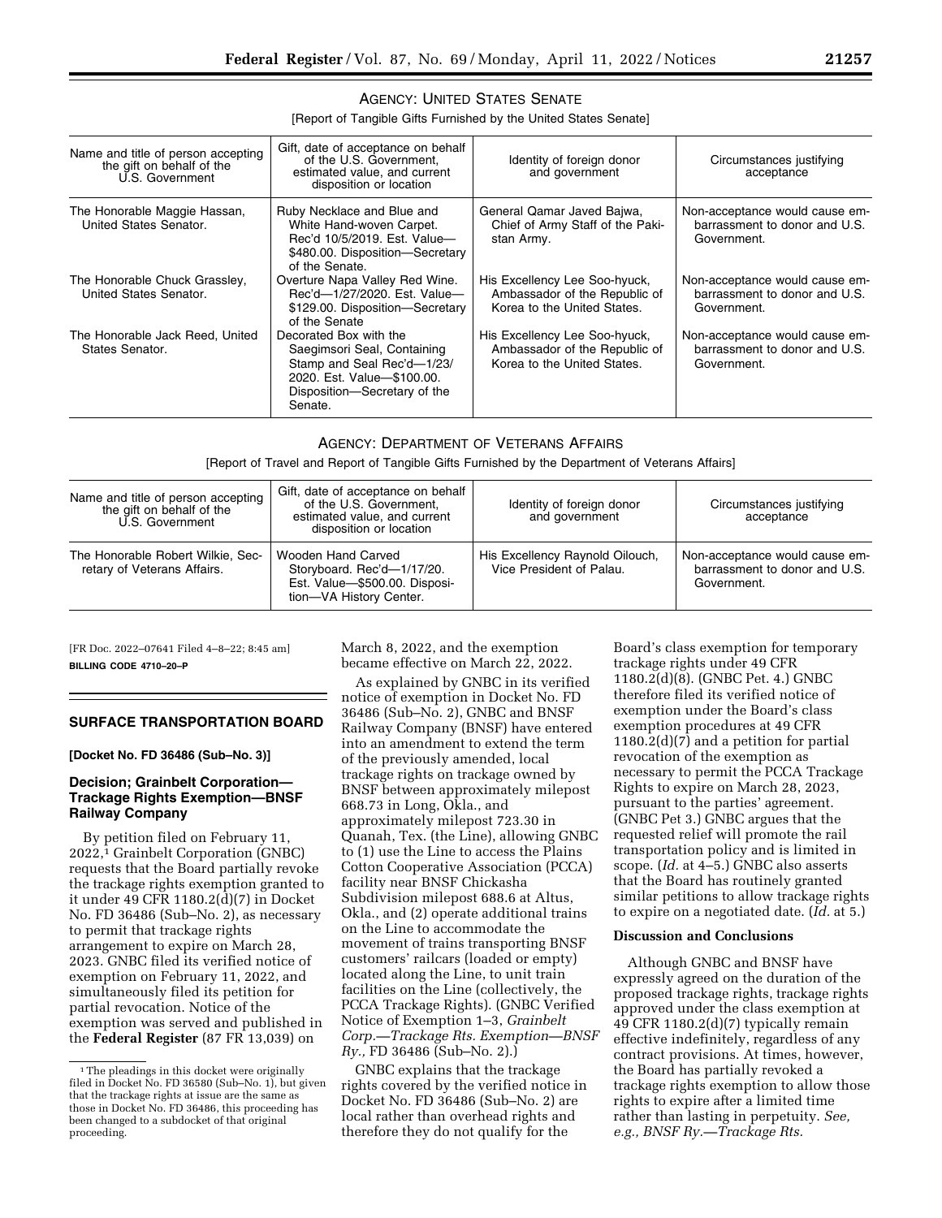AGENCY: UNITED STATES SENATE

[Report of Tangible Gifts Furnished by the United States Senate]

| Name and title of person accepting the gift on behalf of the U.S. Government | Gift, date of acceptance on behalf of the U.S. Government, estimated value, and current disposition or location | Identity of foreign donor and government | Circumstances justifying acceptance |
| --- | --- | --- | --- |
| The Honorable Maggie Hassan, United States Senator. | Ruby Necklace and Blue and White Hand-woven Carpet. Rec'd 10/5/2019. Est. Value—$480.00. Disposition—Secretary of the Senate. | General Qamar Javed Bajwa, Chief of Army Staff of the Pakistan Army. | Non-acceptance would cause embarrassment to donor and U.S. Government. |
| The Honorable Chuck Grassley, United States Senator. | Overture Napa Valley Red Wine. Rec'd—1/27/2020. Est. Value—$129.00. Disposition—Secretary of the Senate | His Excellency Lee Soo-hyuck, Ambassador of the Republic of Korea to the United States. | Non-acceptance would cause embarrassment to donor and U.S. Government. |
| The Honorable Jack Reed, United States Senator. | Decorated Box with the Saegimsori Seal, Containing Stamp and Seal Rec'd—1/23/2020. Est. Value—$100.00. Disposition—Secretary of the Senate. | His Excellency Lee Soo-hyuck, Ambassador of the Republic of Korea to the United States. | Non-acceptance would cause embarrassment to donor and U.S. Government. |

AGENCY: DEPARTMENT OF VETERANS AFFAIRS

[Report of Travel and Report of Tangible Gifts Furnished by the Department of Veterans Affairs]

| Name and title of person accepting the gift on behalf of the U.S. Government | Gift, date of acceptance on behalf of the U.S. Government, estimated value, and current disposition or location | Identity of foreign donor and government | Circumstances justifying acceptance |
| --- | --- | --- | --- |
| The Honorable Robert Wilkie, Secretary of Veterans Affairs. | Wooden Hand Carved Storyboard. Rec'd—1/17/20. Est. Value—$500.00. Disposition—VA History Center. | His Excellency Raynold Oilouch, Vice President of Palau. | Non-acceptance would cause embarrassment to donor and U.S. Government. |

[FR Doc. 2022–07641 Filed 4–8–22; 8:45 am]

**BILLING CODE 4710–20–P**

## SURFACE TRANSPORTATION BOARD

**[Docket No. FD 36486 (Sub–No. 3)]**

### Decision; Grainbelt Corporation—Trackage Rights Exemption—BNSF Railway Company

By petition filed on February 11, 2022,[1] Grainbelt Corporation (GNBC) requests that the Board partially revoke the trackage rights exemption granted to it under 49 CFR 1180.2(d)(7) in Docket No. FD 36486 (Sub–No. 2), as necessary to permit that trackage rights arrangement to expire on March 28, 2023. GNBC filed its verified notice of exemption on February 11, 2022, and simultaneously filed its petition for partial revocation. Notice of the exemption was served and published in the **Federal Register** (87 FR 13,039) on March 8, 2022, and the exemption became effective on March 22, 2022.

As explained by GNBC in its verified notice of exemption in Docket No. FD 36486 (Sub–No. 2), GNBC and BNSF Railway Company (BNSF) have entered into an amendment to extend the term of the previously amended, local trackage rights on trackage owned by BNSF between approximately milepost 668.73 in Long, Okla., and approximately milepost 723.30 in Quanah, Tex. (the Line), allowing GNBC to (1) use the Line to access the Plains Cotton Cooperative Association (PCCA) facility near BNSF Chickasha Subdivision milepost 688.6 at Altus, Okla., and (2) operate additional trains on the Line to accommodate the movement of trains transporting BNSF customers' railcars (loaded or empty) located along the Line, to unit train facilities on the Line (collectively, the PCCA Trackage Rights). (GNBC Verified Notice of Exemption 1–3, *Grainbelt Corp.—Trackage Rts. Exemption—BNSF Ry.,* FD 36486 (Sub–No. 2).)

GNBC explains that the trackage rights covered by the verified notice in Docket No. FD 36486 (Sub–No. 2) are local rather than overhead rights and therefore they do not qualify for the Board's class exemption for temporary trackage rights under 49 CFR 1180.2(d)(8). (GNBC Pet. 4.) GNBC therefore filed its verified notice of exemption under the Board's class exemption procedures at 49 CFR 1180.2(d)(7) and a petition for partial revocation of the exemption as necessary to permit the PCCA Trackage Rights to expire on March 28, 2023, pursuant to the parties' agreement. (GNBC Pet 3.) GNBC argues that the requested relief will promote the rail transportation policy and is limited in scope. (*Id.* at 4–5.) GNBC also asserts that the Board has routinely granted similar petitions to allow trackage rights to expire on a negotiated date. (*Id.* at 5.)

**Discussion and Conclusions**

Although GNBC and BNSF have expressly agreed on the duration of the proposed trackage rights, trackage rights approved under the class exemption at 49 CFR 1180.2(d)(7) typically remain effective indefinitely, regardless of any contract provisions. At times, however, the Board has partially revoked a trackage rights exemption to allow those rights to expire after a limited time rather than lasting in perpetuity. *See, e.g., BNSF Ry.—Trackage Rts.*

[1] The pleadings in this docket were originally filed in Docket No. FD 36580 (Sub–No. 1), but given that the trackage rights at issue are the same as those in Docket No. FD 36486, this proceeding has been changed to a subdocket of that original proceeding.